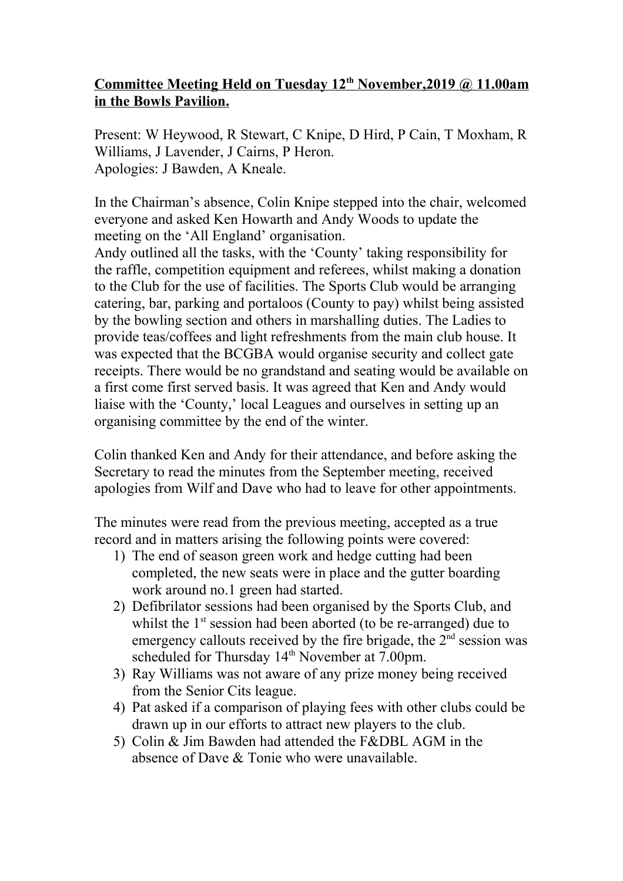**Committee Meeting Held on Tuesday 12th November,2019 @ 11.00am in the Bowls Pavilion.**

Present: W Heywood, R Stewart, C Knipe, D Hird, P Cain, T Moxham, R Williams, J Lavender, J Cairns, P Heron.
Apologies: J Bawden, A Kneale.

In the Chairman's absence, Colin Knipe stepped into the chair, welcomed everyone and asked Ken Howarth and Andy Woods to update the meeting on the 'All England' organisation.
Andy outlined all the tasks, with the 'County' taking responsibility for the raffle, competition equipment and referees, whilst making a donation to the Club for the use of facilities. The Sports Club would be arranging catering, bar, parking and portaloos (County to pay) whilst being assisted by the bowling section and others in marshalling duties. The Ladies to provide teas/coffees and light refreshments from the main club house. It was expected that the BCGBA would organise security and collect gate receipts. There would be no grandstand and seating would be available on a first come first served basis. It was agreed that Ken and Andy would liaise with the 'County,' local Leagues and ourselves in setting up an organising committee by the end of the winter.

Colin thanked Ken and Andy for their attendance, and before asking the Secretary to read the minutes from the September meeting, received apologies from Wilf and Dave who had to leave for other appointments.

The minutes were read from the previous meeting, accepted as a true record and in matters arising the following points were covered:

1) The end of season green work and hedge cutting had been completed, the new seats were in place and the gutter boarding work around no.1 green had started.
2) Defibrilator sessions had been organised by the Sports Club, and whilst the 1st session had been aborted (to be re-arranged) due to emergency callouts received by the fire brigade, the 2nd session was scheduled for Thursday 14th November at 7.00pm.
3) Ray Williams was not aware of any prize money being received from the Senior Cits league.
4) Pat asked if a comparison of playing fees with other clubs could be drawn up in our efforts to attract new players to the club.
5) Colin & Jim Bawden had attended the F&DBL AGM in the absence of Dave & Tonie who were unavailable.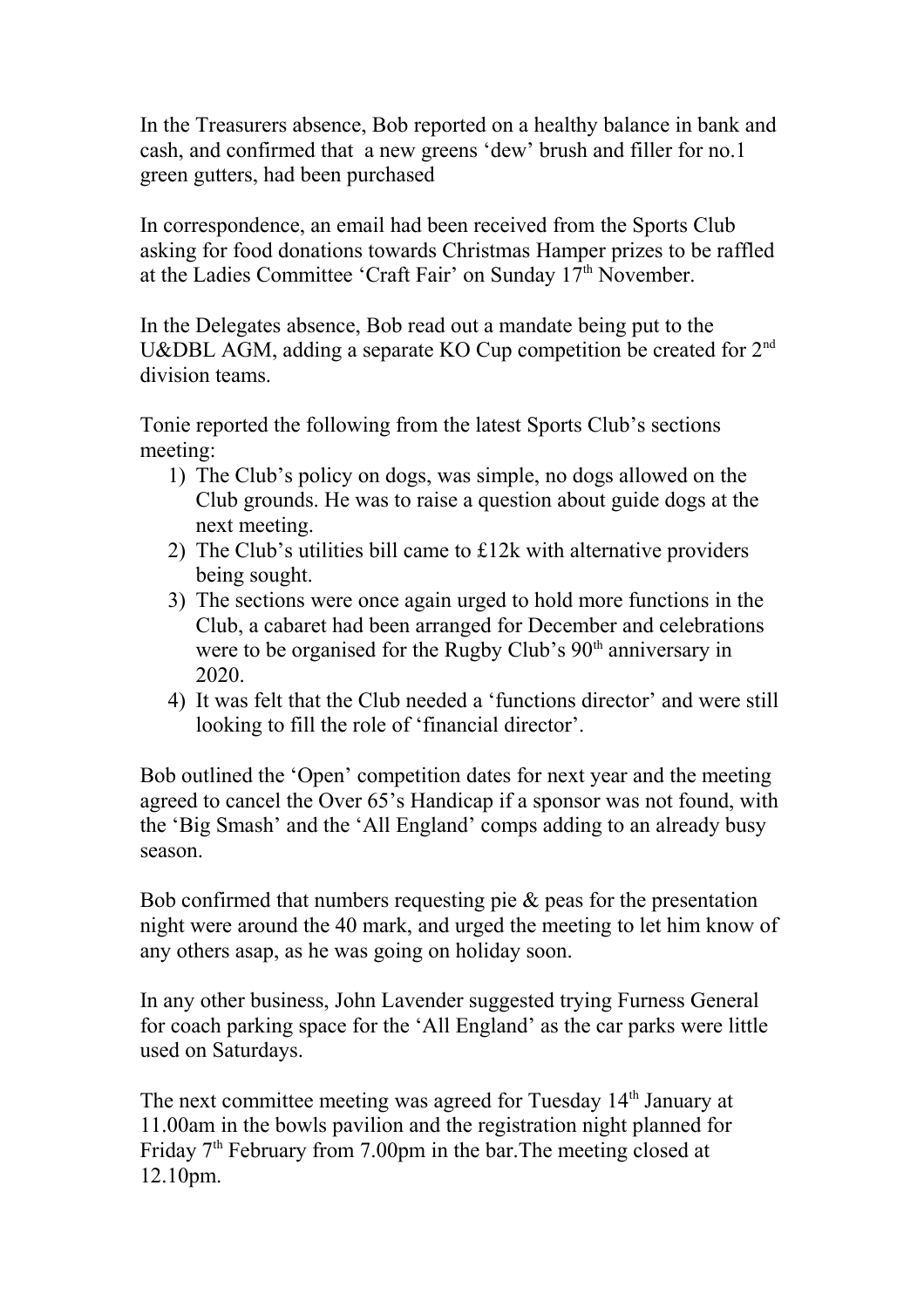In the Treasurers absence, Bob reported on a healthy balance in bank and cash, and confirmed that a new greens 'dew' brush and filler for no.1 green gutters, had been purchased

In correspondence, an email had been received from the Sports Club asking for food donations towards Christmas Hamper prizes to be raffled at the Ladies Committee 'Craft Fair' on Sunday 17th November.

In the Delegates absence, Bob read out a mandate being put to the U&DBL AGM, adding a separate KO Cup competition be created for 2nd division teams.

Tonie reported the following from the latest Sports Club's sections meeting:

1) The Club's policy on dogs, was simple, no dogs allowed on the Club grounds. He was to raise a question about guide dogs at the next meeting.
2) The Club's utilities bill came to £12k with alternative providers being sought.
3) The sections were once again urged to hold more functions in the Club, a cabaret had been arranged for December and celebrations were to be organised for the Rugby Club's 90th anniversary in 2020.
4) It was felt that the Club needed a 'functions director' and were still looking to fill the role of 'financial director'.

Bob outlined the 'Open' competition dates for next year and the meeting agreed to cancel the Over 65's Handicap if a sponsor was not found, with the 'Big Smash' and the 'All England' comps adding to an already busy season.

Bob confirmed that numbers requesting pie & peas for the presentation night were around the 40 mark, and urged the meeting to let him know of any others asap, as he was going on holiday soon.

In any other business, John Lavender suggested trying Furness General for coach parking space for the 'All England' as the car parks were little used on Saturdays.

The next committee meeting was agreed for Tuesday 14th January at 11.00am in the bowls pavilion and the registration night planned for Friday 7th February from 7.00pm in the bar.The meeting closed at 12.10pm.